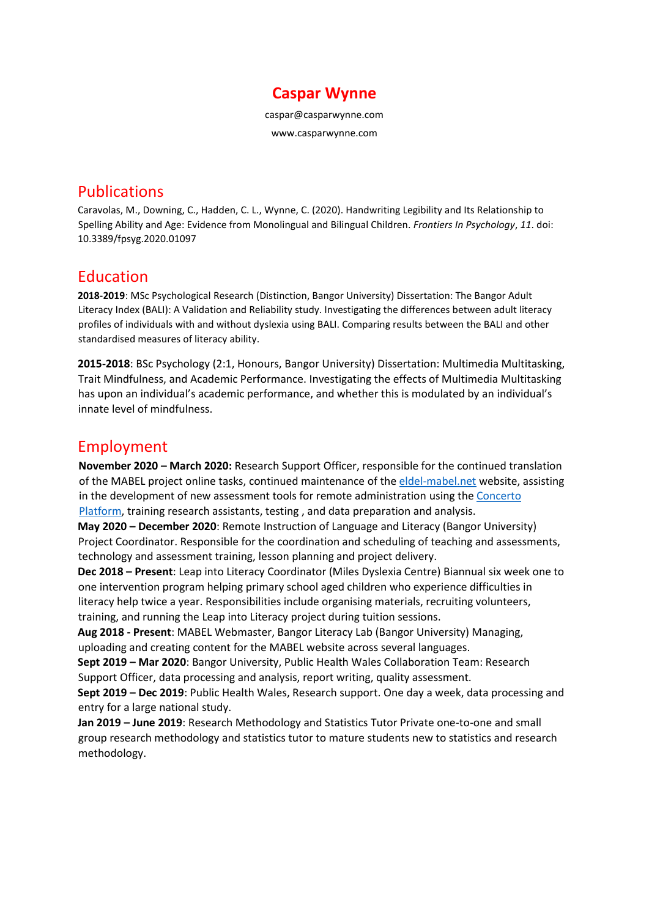# Caspar Wynne

caspar@casparwynne.com

www.casparwynne.com

## Publications

Caravolas, M., Downing, C., Hadden, C. L., Wynne, C. (2020). Handwriting Legibility and Its Relationship to Spelling Ability and Age: Evidence from Monolingual and Bilingual Children. *Frontiers In Psychology*, *11*. doi: 10.3389/fpsyg.2020.01097

## Education

**2018-2019**: MSc Psychological Research (Distinction, Bangor University) Dissertation: The Bangor Adult Literacy Index (BALI): A Validation and Reliability study. Investigating the differences between adult literacy profiles of individuals with and without dyslexia using BALI. Comparing results between the BALI and other standardised measures of literacy ability.

**2015-2018**: BSc Psychology (2:1, Honours, Bangor University) Dissertation: Multimedia Multitasking, Trait Mindfulness, and Academic Performance. Investigating the effects of Multimedia Multitasking has upon an individual's academic performance, and whether this is modulated by an individual's innate level of mindfulness.

## Employment

**November 2020 – March 2020:** Research Support Officer, responsible for the continued translation of the MABEL project online tasks, continued maintenance of the [eldel-mabel.net]() website, assisting in the development of new assessment tools for remote administration using the [Concerto Platform](), training research assistants, testing , and data preparation and analysis.

**May 2020 – December 2020**: Remote Instruction of Language and Literacy (Bangor University) Project Coordinator. Responsible for the coordination and scheduling of teaching and assessments, technology and assessment training, lesson planning and project delivery.

**Dec 2018 – Present**: Leap into Literacy Coordinator (Miles Dyslexia Centre) Biannual six week one to one intervention program helping primary school aged children who experience difficulties in literacy help twice a year. Responsibilities include organising materials, recruiting volunteers, training, and running the Leap into Literacy project during tuition sessions.

**Aug 2018 - Present**: MABEL Webmaster, Bangor Literacy Lab (Bangor University) Managing, uploading and creating content for the MABEL website across several languages.

**Sept 2019 – Mar 2020**: Bangor University, Public Health Wales Collaboration Team: Research Support Officer, data processing and analysis, report writing, quality assessment.

**Sept 2019 – Dec 2019**: Public Health Wales, Research support. One day a week, data processing and entry for a large national study.

**Jan 2019 – June 2019**: Research Methodology and Statistics Tutor Private one-to-one and small group research methodology and statistics tutor to mature students new to statistics and research methodology.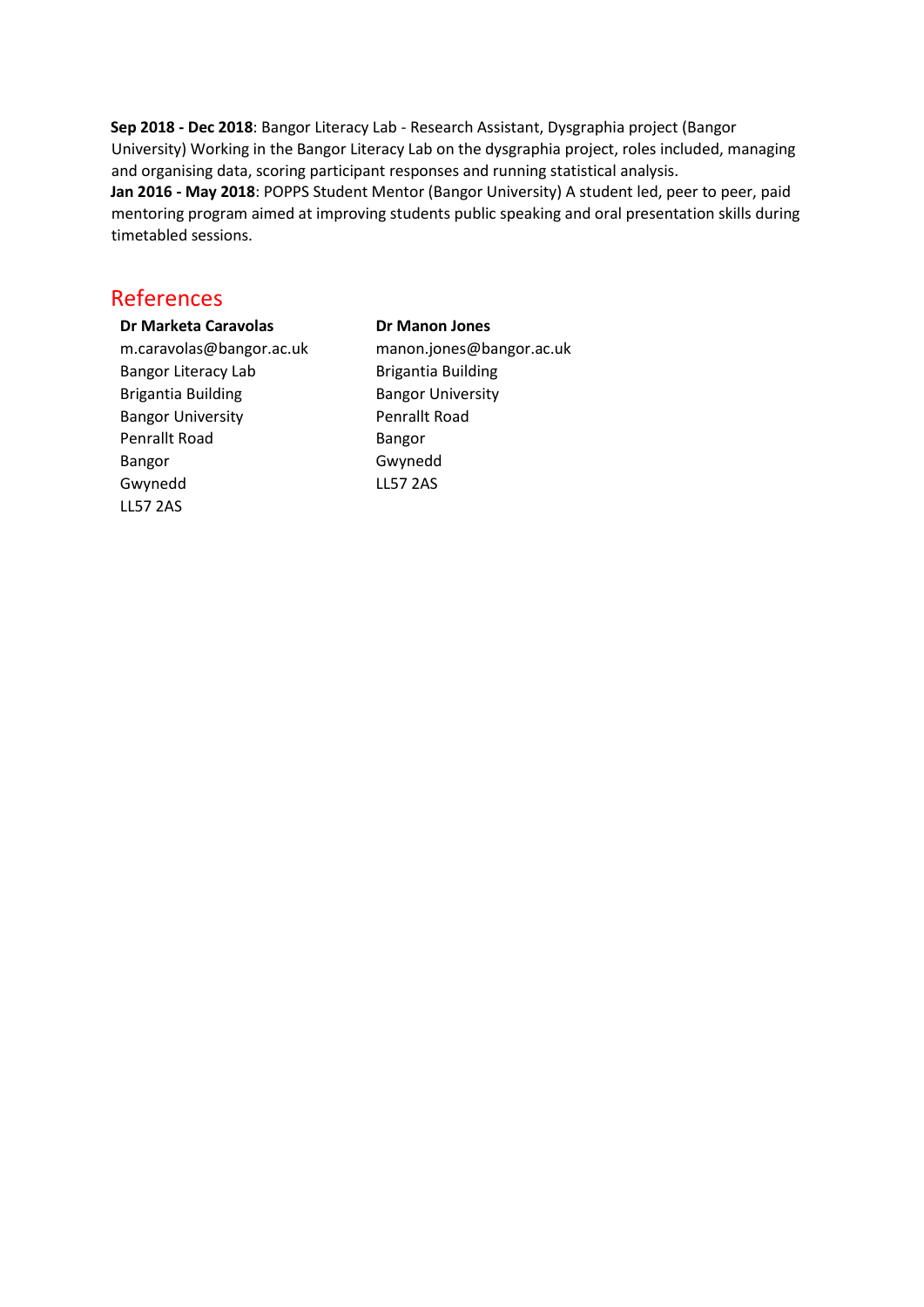**Sep 2018 - Dec 2018**: Bangor Literacy Lab - Research Assistant, Dysgraphia project (Bangor University) Working in the Bangor Literacy Lab on the dysgraphia project, roles included, managing and organising data, scoring participant responses and running statistical analysis.
**Jan 2016 - May 2018**: POPPS Student Mentor (Bangor University) A student led, peer to peer, paid mentoring program aimed at improving students public speaking and oral presentation skills during timetabled sessions.

## References

**Dr Marketa Caravolas**
m.caravolas@bangor.ac.uk
Bangor Literacy Lab
Brigantia Building
Bangor University
Penrallt Road
Bangor
Gwynedd
LL57 2AS

**Dr Manon Jones**
manon.jones@bangor.ac.uk
Brigantia Building
Bangor University
Penrallt Road
Bangor
Gwynedd
LL57 2AS